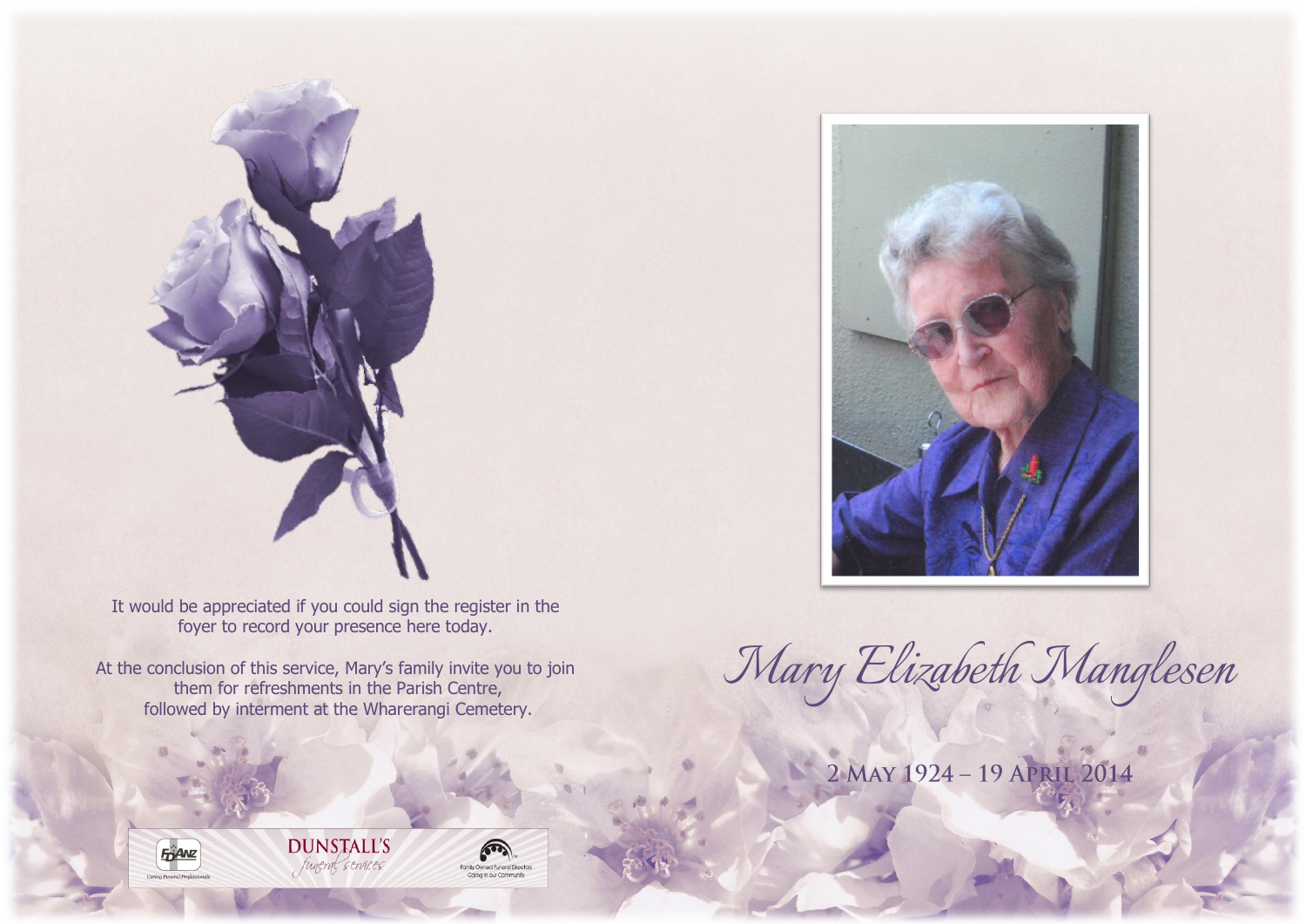It would be appreciated if you could sign the register in the foyer to record your presence here today.

At the conclusion of this service, Mary's family invite you to join them for refreshments in the Parish Centre, followed by interment at the Wharerangi Cemetery.

# Mary Elizabeth Manglesen

2 May 1924 – 19 April 2014

FDANZ Caring Funeral Professionals

DUNSTALL'S *funeral services*

Family Owned Funeral Directors Caring in our Community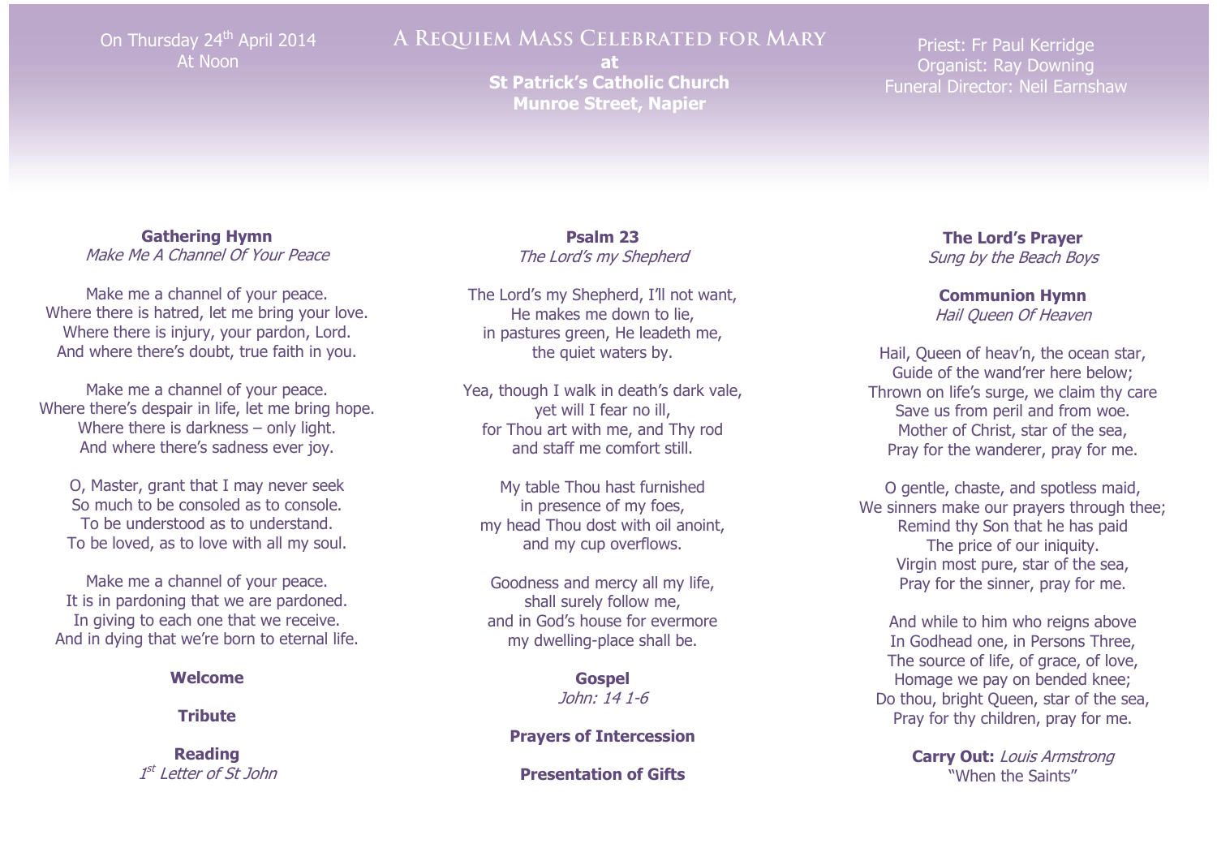On Thursday 24th April 2014
At Noon

# A Requiem Mass Celebrated for Mary

**at**
**St Patrick's Catholic Church**
**Munroe Street, Napier**

Priest: Fr Paul Kerridge
Organist: Ray Downing
Funeral Director: Neil Earnshaw

**Gathering Hymn**
*Make Me A Channel Of Your Peace*

Make me a channel of your peace.
Where there is hatred, let me bring your love.
Where there is injury, your pardon, Lord.
And where there's doubt, true faith in you.

Make me a channel of your peace.
Where there's despair in life, let me bring hope.
Where there is darkness – only light.
And where there's sadness ever joy.

O, Master, grant that I may never seek
So much to be consoled as to console.
To be understood as to understand.
To be loved, as to love with all my soul.

Make me a channel of your peace.
It is in pardoning that we are pardoned.
In giving to each one that we receive.
And in dying that we're born to eternal life.

**Welcome**

**Tribute**

**Reading**
*1st Letter of St John*

**Psalm 23**
*The Lord's my Shepherd*

The Lord's my Shepherd, I'll not want,
He makes me down to lie,
in pastures green, He leadeth me,
the quiet waters by.

Yea, though I walk in death's dark vale,
yet will I fear no ill,
for Thou art with me, and Thy rod
and staff me comfort still.

My table Thou hast furnished
in presence of my foes,
my head Thou dost with oil anoint,
and my cup overflows.

Goodness and mercy all my life,
shall surely follow me,
and in God's house for evermore
my dwelling-place shall be.

**Gospel**
*John: 14 1-6*

**Prayers of Intercession**

**Presentation of Gifts**

**The Lord's Prayer**
*Sung by the Beach Boys*

**Communion Hymn**
*Hail Queen Of Heaven*

Hail, Queen of heav'n, the ocean star,
Guide of the wand'rer here below;
Thrown on life's surge, we claim thy care
Save us from peril and from woe.
Mother of Christ, star of the sea,
Pray for the wanderer, pray for me.

O gentle, chaste, and spotless maid,
We sinners make our prayers through thee;
Remind thy Son that he has paid
The price of our iniquity.
Virgin most pure, star of the sea,
Pray for the sinner, pray for me.

And while to him who reigns above
In Godhead one, in Persons Three,
The source of life, of grace, of love,
Homage we pay on bended knee;
Do thou, bright Queen, star of the sea,
Pray for thy children, pray for me.

**Carry Out:** *Louis Armstrong*
"When the Saints"